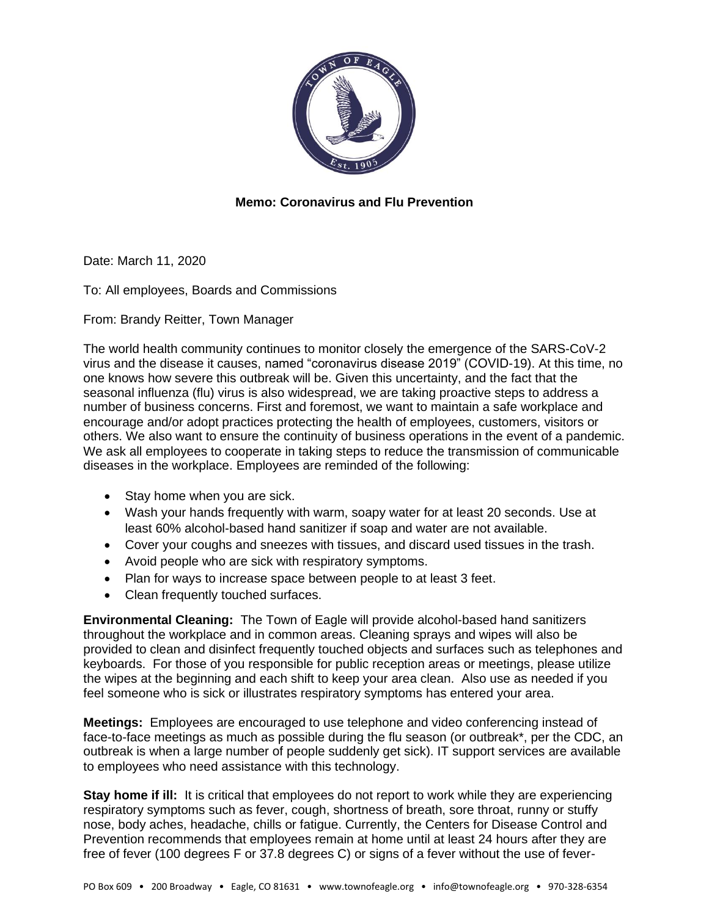**Memo: Coronavirus and Flu Prevention**

Date: March 11, 2020

To: All employees, Boards and Commissions

From: Brandy Reitter, Town Manager

The world health community continues to monitor closely the emergence of the SARS-CoV-2 virus and the disease it causes, named "coronavirus disease 2019" (COVID-19). At this time, no one knows how severe this outbreak will be. Given this uncertainty, and the fact that the seasonal influenza (flu) virus is also widespread, we are taking proactive steps to address a number of business concerns. First and foremost, we want to maintain a safe workplace and encourage and/or adopt practices protecting the health of employees, customers, visitors or others. We also want to ensure the continuity of business operations in the event of a pandemic. We ask all employees to cooperate in taking steps to reduce the transmission of communicable diseases in the workplace. Employees are reminded of the following:

- Stay home when you are sick.
- Wash your hands frequently with warm, soapy water for at least 20 seconds. Use at least 60% alcohol-based hand sanitizer if soap and water are not available.
- Cover your coughs and sneezes with tissues, and discard used tissues in the trash.
- Avoid people who are sick with respiratory symptoms.
- Plan for ways to increase space between people to at least 3 feet.
- Clean frequently touched surfaces.

**Environmental Cleaning:** The Town of Eagle will provide alcohol-based hand sanitizers throughout the workplace and in common areas. Cleaning sprays and wipes will also be provided to clean and disinfect frequently touched objects and surfaces such as telephones and keyboards. For those of you responsible for public reception areas or meetings, please utilize the wipes at the beginning and each shift to keep your area clean. Also use as needed if you feel someone who is sick or illustrates respiratory symptoms has entered your area.

**Meetings:** Employees are encouraged to use telephone and video conferencing instead of face-to-face meetings as much as possible during the flu season (or outbreak*, per the CDC, an outbreak is when a large number of people suddenly get sick). IT support services are available to employees who need assistance with this technology.

**Stay home if ill:** It is critical that employees do not report to work while they are experiencing respiratory symptoms such as fever, cough, shortness of breath, sore throat, runny or stuffy nose, body aches, headache, chills or fatigue. Currently, the Centers for Disease Control and Prevention recommends that employees remain at home until at least 24 hours after they are free of fever (100 degrees F or 37.8 degrees C) or signs of a fever without the use of fever-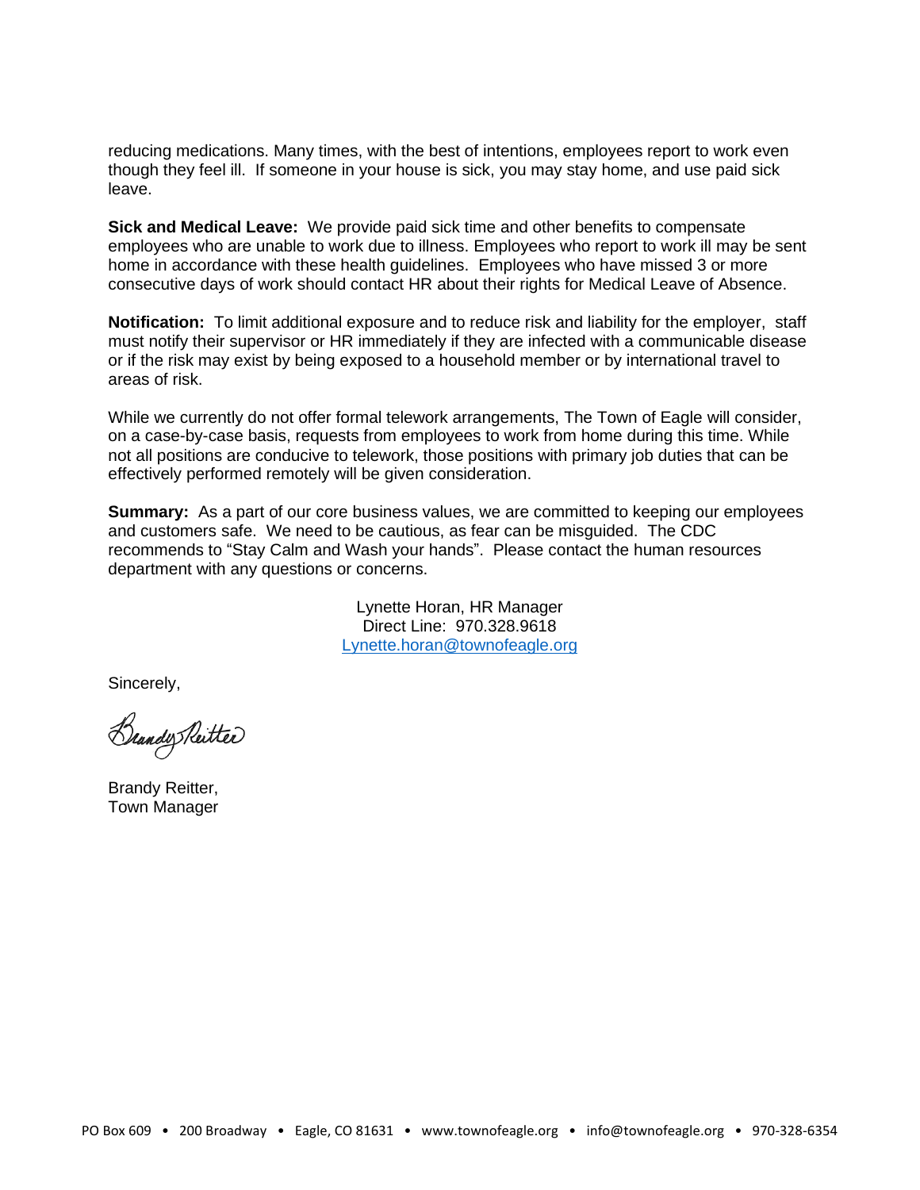reducing medications. Many times, with the best of intentions, employees report to work even though they feel ill. If someone in your house is sick, you may stay home, and use paid sick leave.

**Sick and Medical Leave:** We provide paid sick time and other benefits to compensate employees who are unable to work due to illness. Employees who report to work ill may be sent home in accordance with these health guidelines. Employees who have missed 3 or more consecutive days of work should contact HR about their rights for Medical Leave of Absence.

**Notification:** To limit additional exposure and to reduce risk and liability for the employer, staff must notify their supervisor or HR immediately if they are infected with a communicable disease or if the risk may exist by being exposed to a household member or by international travel to areas of risk.

While we currently do not offer formal telework arrangements, The Town of Eagle will consider, on a case-by-case basis, requests from employees to work from home during this time. While not all positions are conducive to telework, those positions with primary job duties that can be effectively performed remotely will be given consideration.

**Summary:** As a part of our core business values, we are committed to keeping our employees and customers safe. We need to be cautious, as fear can be misguided. The CDC recommends to "Stay Calm and Wash your hands". Please contact the human resources department with any questions or concerns.

Lynette Horan, HR Manager
Direct Line: 970.328.9618
Lynette.horan@townofeagle.org

Sincerely,

Brandy Reitter

Brandy Reitter,
Town Manager

PO Box 609 • 200 Broadway • Eagle, CO 81631 • www.townofeagle.org • info@townofeagle.org • 970-328-6354